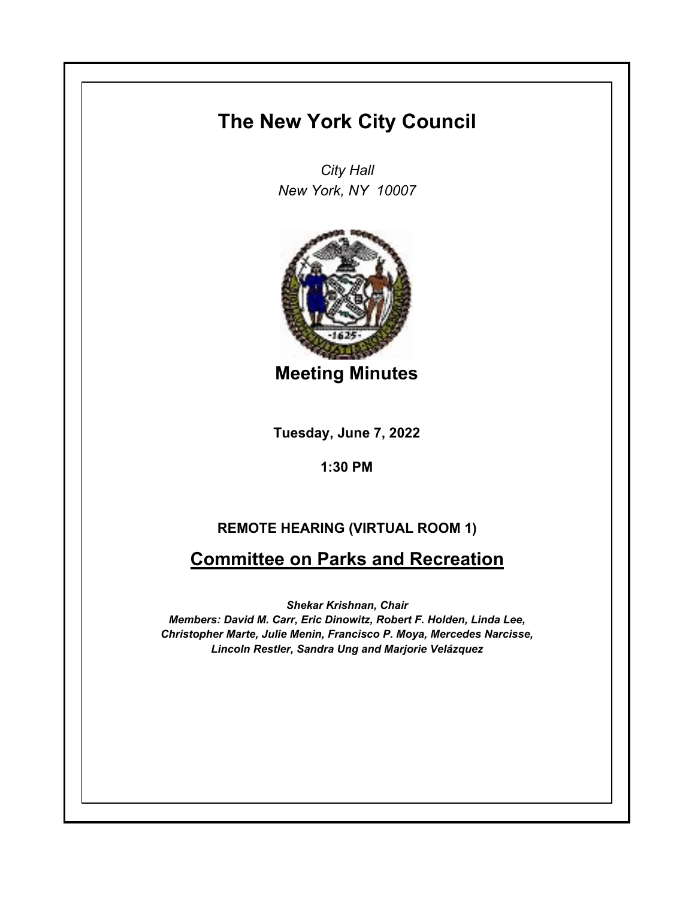# The New York City Council

*City Hall*
*New York, NY 10007*

## Meeting Minutes

**Tuesday, June 7, 2022**

**1:30 PM**

**REMOTE HEARING (VIRTUAL ROOM 1)**

## Committee on Parks and Recreation

***Shekar Krishnan, Chair***
***Members: David M. Carr, Eric Dinowitz, Robert F. Holden, Linda Lee, Christopher Marte, Julie Menin, Francisco P. Moya, Mercedes Narcisse, Lincoln Restler, Sandra Ung and Marjorie Velázquez***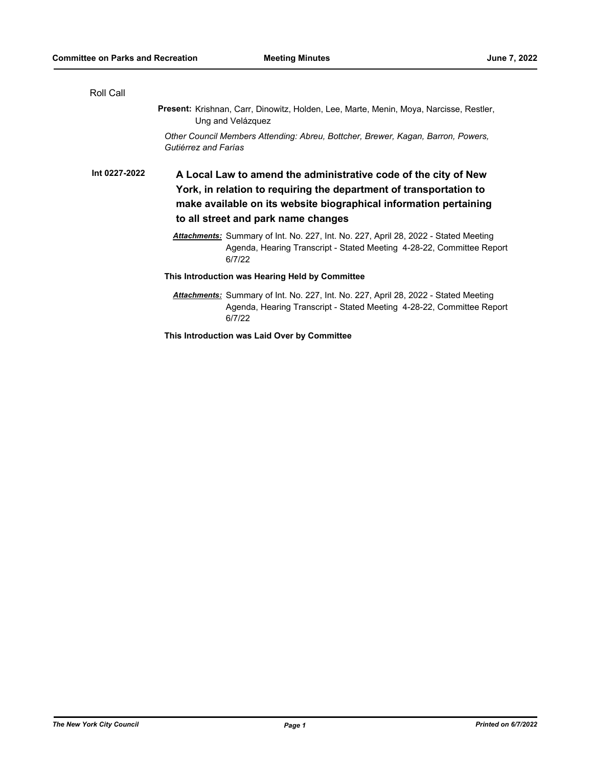Roll Call

**Present:** Krishnan, Carr, Dinowitz, Holden, Lee, Marte, Menin, Moya, Narcisse, Restler, Ung and Velázquez

*Other Council Members Attending: Abreu, Bottcher, Brewer, Kagan, Barron, Powers, Gutiérrez and Farías*

**Int 0227-2022** **A Local Law to amend the administrative code of the city of New York, in relation to requiring the department of transportation to make available on its website biographical information pertaining to all street and park name changes**

***Attachments:*** Summary of Int. No. 227, Int. No. 227, April 28, 2022 - Stated Meeting Agenda, Hearing Transcript - Stated Meeting 4-28-22, Committee Report 6/7/22

**This Introduction was Hearing Held by Committee**

***Attachments:*** Summary of Int. No. 227, Int. No. 227, April 28, 2022 - Stated Meeting Agenda, Hearing Transcript - Stated Meeting 4-28-22, Committee Report 6/7/22

**This Introduction was Laid Over by Committee**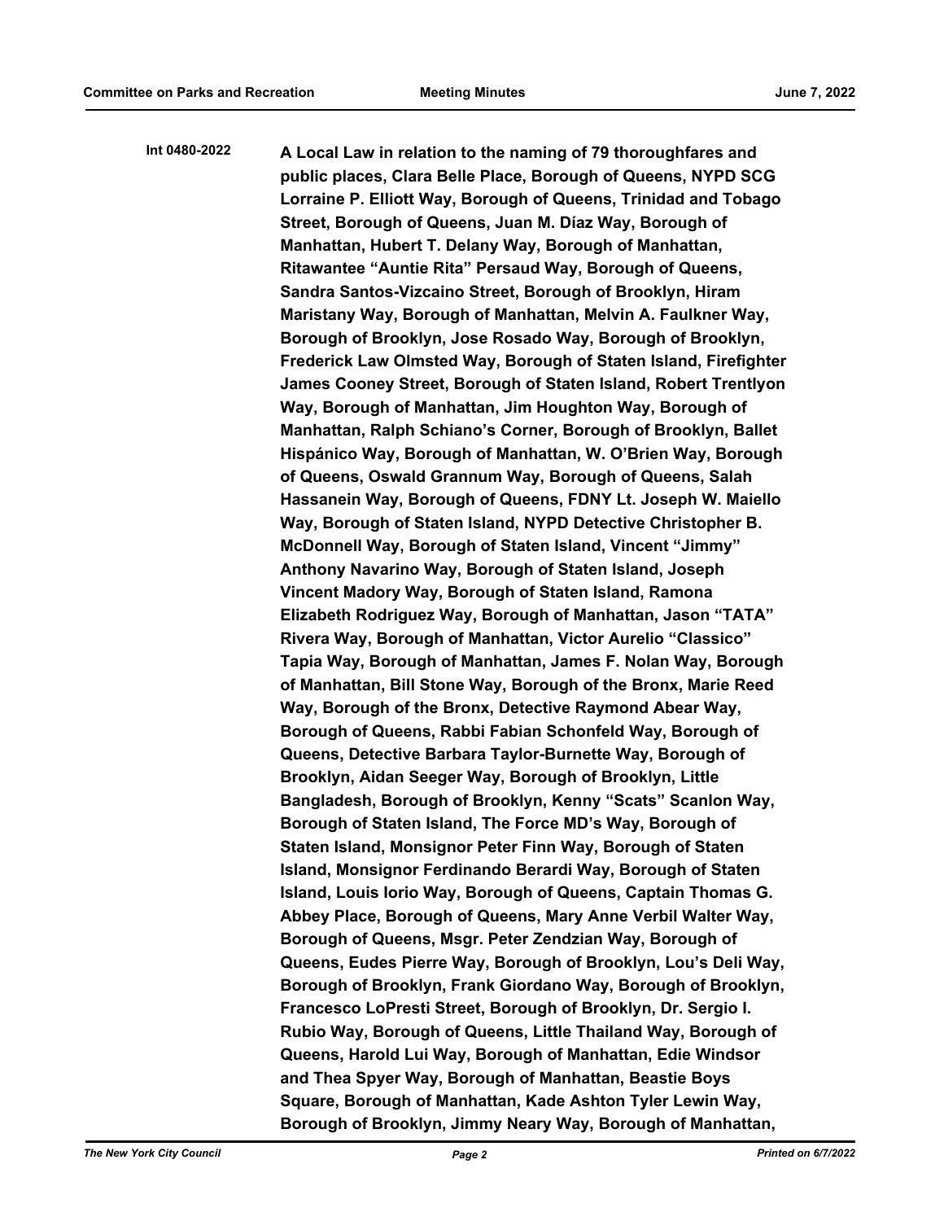**Int 0480-2022** **A Local Law in relation to the naming of 79 thoroughfares and public places, Clara Belle Place, Borough of Queens, NYPD SCG Lorraine P. Elliott Way, Borough of Queens, Trinidad and Tobago Street, Borough of Queens, Juan M. Díaz Way, Borough of Manhattan, Hubert T. Delany Way, Borough of Manhattan, Ritawantee "Auntie Rita" Persaud Way, Borough of Queens, Sandra Santos-Vizcaino Street, Borough of Brooklyn, Hiram Maristany Way, Borough of Manhattan, Melvin A. Faulkner Way, Borough of Brooklyn, Jose Rosado Way, Borough of Brooklyn, Frederick Law Olmsted Way, Borough of Staten Island, Firefighter James Cooney Street, Borough of Staten Island, Robert Trentlyon Way, Borough of Manhattan, Jim Houghton Way, Borough of Manhattan, Ralph Schiano's Corner, Borough of Brooklyn, Ballet Hispánico Way, Borough of Manhattan, W. O'Brien Way, Borough of Queens, Oswald Grannum Way, Borough of Queens, Salah Hassanein Way, Borough of Queens, FDNY Lt. Joseph W. Maiello Way, Borough of Staten Island, NYPD Detective Christopher B. McDonnell Way, Borough of Staten Island, Vincent "Jimmy" Anthony Navarino Way, Borough of Staten Island, Joseph Vincent Madory Way, Borough of Staten Island, Ramona Elizabeth Rodriguez Way, Borough of Manhattan, Jason "TATA" Rivera Way, Borough of Manhattan, Victor Aurelio "Classico" Tapia Way, Borough of Manhattan, James F. Nolan Way, Borough of Manhattan, Bill Stone Way, Borough of the Bronx, Marie Reed Way, Borough of the Bronx, Detective Raymond Abear Way, Borough of Queens, Rabbi Fabian Schonfeld Way, Borough of Queens, Detective Barbara Taylor-Burnette Way, Borough of Brooklyn, Aidan Seeger Way, Borough of Brooklyn, Little Bangladesh, Borough of Brooklyn, Kenny "Scats" Scanlon Way, Borough of Staten Island, The Force MD's Way, Borough of Staten Island, Monsignor Peter Finn Way, Borough of Staten Island, Monsignor Ferdinando Berardi Way, Borough of Staten Island, Louis Iorio Way, Borough of Queens, Captain Thomas G. Abbey Place, Borough of Queens, Mary Anne Verbil Walter Way, Borough of Queens, Msgr. Peter Zendzian Way, Borough of Queens, Eudes Pierre Way, Borough of Brooklyn, Lou's Deli Way, Borough of Brooklyn, Frank Giordano Way, Borough of Brooklyn, Francesco LoPresti Street, Borough of Brooklyn, Dr. Sergio I. Rubio Way, Borough of Queens, Little Thailand Way, Borough of Queens, Harold Lui Way, Borough of Manhattan, Edie Windsor and Thea Spyer Way, Borough of Manhattan, Beastie Boys Square, Borough of Manhattan, Kade Ashton Tyler Lewin Way, Borough of Brooklyn, Jimmy Neary Way, Borough of Manhattan,**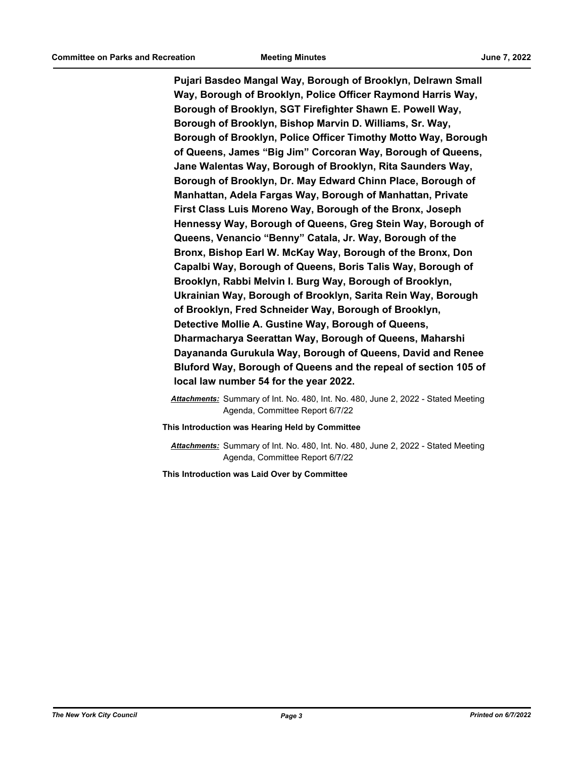**Pujari Basdeo Mangal Way, Borough of Brooklyn, Delrawn Small Way, Borough of Brooklyn, Police Officer Raymond Harris Way, Borough of Brooklyn, SGT Firefighter Shawn E. Powell Way, Borough of Brooklyn, Bishop Marvin D. Williams, Sr. Way, Borough of Brooklyn, Police Officer Timothy Motto Way, Borough of Queens, James "Big Jim" Corcoran Way, Borough of Queens, Jane Walentas Way, Borough of Brooklyn, Rita Saunders Way, Borough of Brooklyn, Dr. May Edward Chinn Place, Borough of Manhattan, Adela Fargas Way, Borough of Manhattan, Private First Class Luis Moreno Way, Borough of the Bronx, Joseph Hennessy Way, Borough of Queens, Greg Stein Way, Borough of Queens, Venancio "Benny" Catala, Jr. Way, Borough of the Bronx, Bishop Earl W. McKay Way, Borough of the Bronx, Don Capalbi Way, Borough of Queens, Boris Talis Way, Borough of Brooklyn, Rabbi Melvin I. Burg Way, Borough of Brooklyn, Ukrainian Way, Borough of Brooklyn, Sarita Rein Way, Borough of Brooklyn, Fred Schneider Way, Borough of Brooklyn, Detective Mollie A. Gustine Way, Borough of Queens, Dharmacharya Seerattan Way, Borough of Queens, Maharshi Dayananda Gurukula Way, Borough of Queens, David and Renee Bluford Way, Borough of Queens and the repeal of section 105 of local law number 54 for the year 2022.**

***Attachments:*** Summary of Int. No. 480, Int. No. 480, June 2, 2022 - Stated Meeting Agenda, Committee Report 6/7/22

**This Introduction was Hearing Held by Committee**

***Attachments:*** Summary of Int. No. 480, Int. No. 480, June 2, 2022 - Stated Meeting Agenda, Committee Report 6/7/22

**This Introduction was Laid Over by Committee**